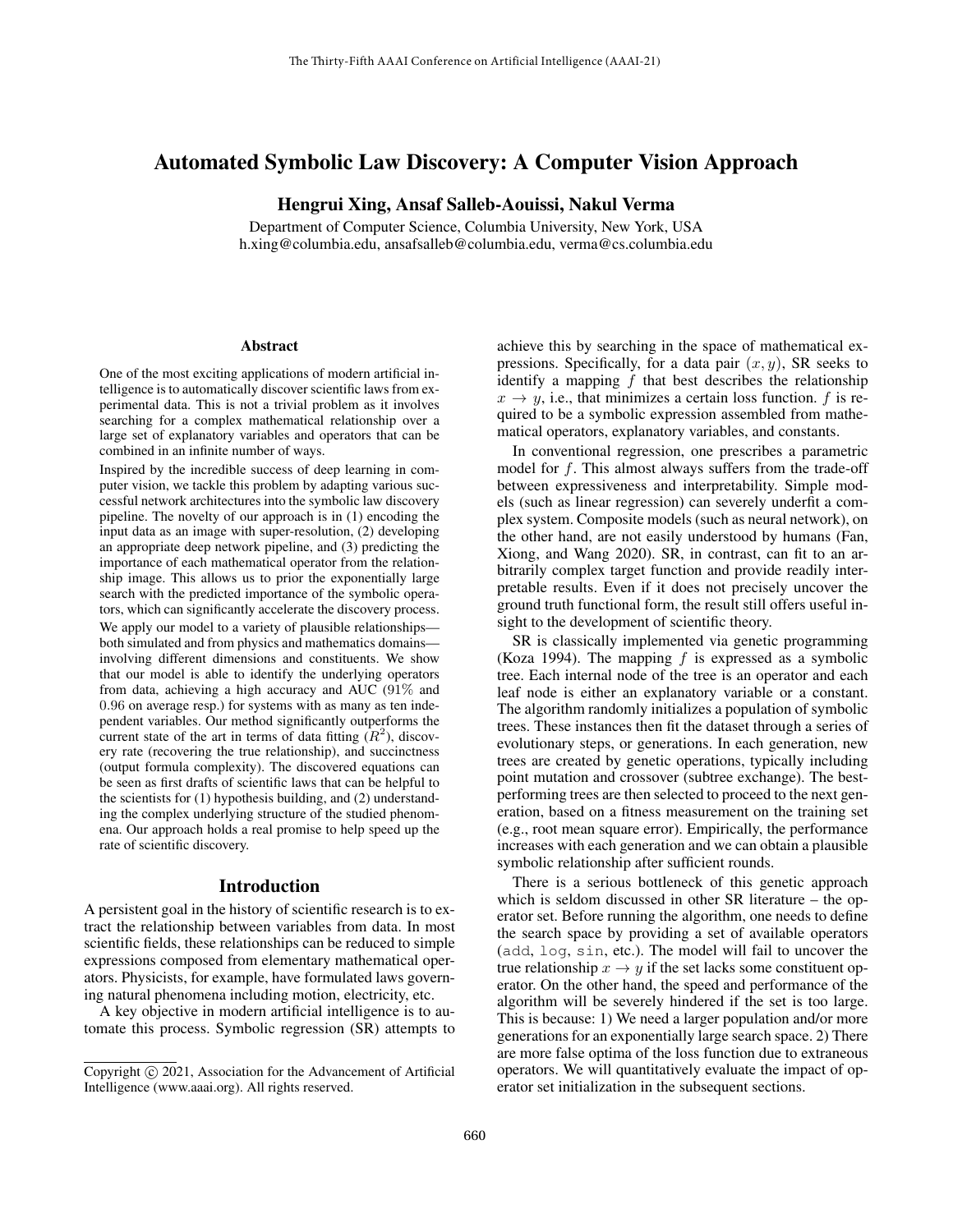# Automated Symbolic Law Discovery: A Computer Vision Approach

**Hengrui Xing, Ansaf Salleb-Aouissi, Nakul Verma**

Department of Computer Science, Columbia University, New York, USA
h.xing@columbia.edu, ansafsalleb@columbia.edu, verma@cs.columbia.edu

## Abstract

One of the most exciting applications of modern artificial intelligence is to automatically discover scientific laws from experimental data. This is not a trivial problem as it involves searching for a complex mathematical relationship over a large set of explanatory variables and operators that can be combined in an infinite number of ways.

Inspired by the incredible success of deep learning in computer vision, we tackle this problem by adapting various successful network architectures into the symbolic law discovery pipeline. The novelty of our approach is in (1) encoding the input data as an image with super-resolution, (2) developing an appropriate deep network pipeline, and (3) predicting the importance of each mathematical operator from the relationship image. This allows us to prior the exponentially large search with the predicted importance of the symbolic operators, which can significantly accelerate the discovery process.

We apply our model to a variety of plausible relationships—both simulated and from physics and mathematics domains—involving different dimensions and constituents. We show that our model is able to identify the underlying operators from data, achieving a high accuracy and AUC (91% and 0.96 on average resp.) for systems with as many as ten independent variables. Our method significantly outperforms the current state of the art in terms of data fitting ($R^2$), discovery rate (recovering the true relationship), and succinctness (output formula complexity). The discovered equations can be seen as first drafts of scientific laws that can be helpful to the scientists for (1) hypothesis building, and (2) understanding the complex underlying structure of the studied phenomena. Our approach holds a real promise to help speed up the rate of scientific discovery.

## Introduction

A persistent goal in the history of scientific research is to extract the relationship between variables from data. In most scientific fields, these relationships can be reduced to simple expressions composed from elementary mathematical operators. Physicists, for example, have formulated laws governing natural phenomena including motion, electricity, etc.

A key objective in modern artificial intelligence is to automate this process. Symbolic regression (SR) attempts to achieve this by searching in the space of mathematical expressions. Specifically, for a data pair $(x, y)$, SR seeks to identify a mapping $f$ that best describes the relationship $x \to y$, i.e., that minimizes a certain loss function. $f$ is required to be a symbolic expression assembled from mathematical operators, explanatory variables, and constants.

In conventional regression, one prescribes a parametric model for $f$. This almost always suffers from the trade-off between expressiveness and interpretability. Simple models (such as linear regression) can severely underfit a complex system. Composite models (such as neural network), on the other hand, are not easily understood by humans (Fan, Xiong, and Wang 2020). SR, in contrast, can fit to an arbitrarily complex target function and provide readily interpretable results. Even if it does not precisely uncover the ground truth functional form, the result still offers useful insight to the development of scientific theory.

SR is classically implemented via genetic programming (Koza 1994). The mapping $f$ is expressed as a symbolic tree. Each internal node of the tree is an operator and each leaf node is either an explanatory variable or a constant. The algorithm randomly initializes a population of symbolic trees. These instances then fit the dataset through a series of evolutionary steps, or generations. In each generation, new trees are created by genetic operations, typically including point mutation and crossover (subtree exchange). The best-performing trees are then selected to proceed to the next generation, based on a fitness measurement on the training set (e.g., root mean square error). Empirically, the performance increases with each generation and we can obtain a plausible symbolic relationship after sufficient rounds.

There is a serious bottleneck of this genetic approach which is seldom discussed in other SR literature – the operator set. Before running the algorithm, one needs to define the search space by providing a set of available operators (`add`, `log`, `sin`, etc.). The model will fail to uncover the true relationship $x \to y$ if the set lacks some constituent operator. On the other hand, the speed and performance of the algorithm will be severely hindered if the set is too large. This is because: 1) We need a larger population and/or more generations for an exponentially large search space. 2) There are more false optima of the loss function due to extraneous operators. We will quantitatively evaluate the impact of operator set initialization in the subsequent sections.

Copyright © 2021, Association for the Advancement of Artificial Intelligence (www.aaai.org). All rights reserved.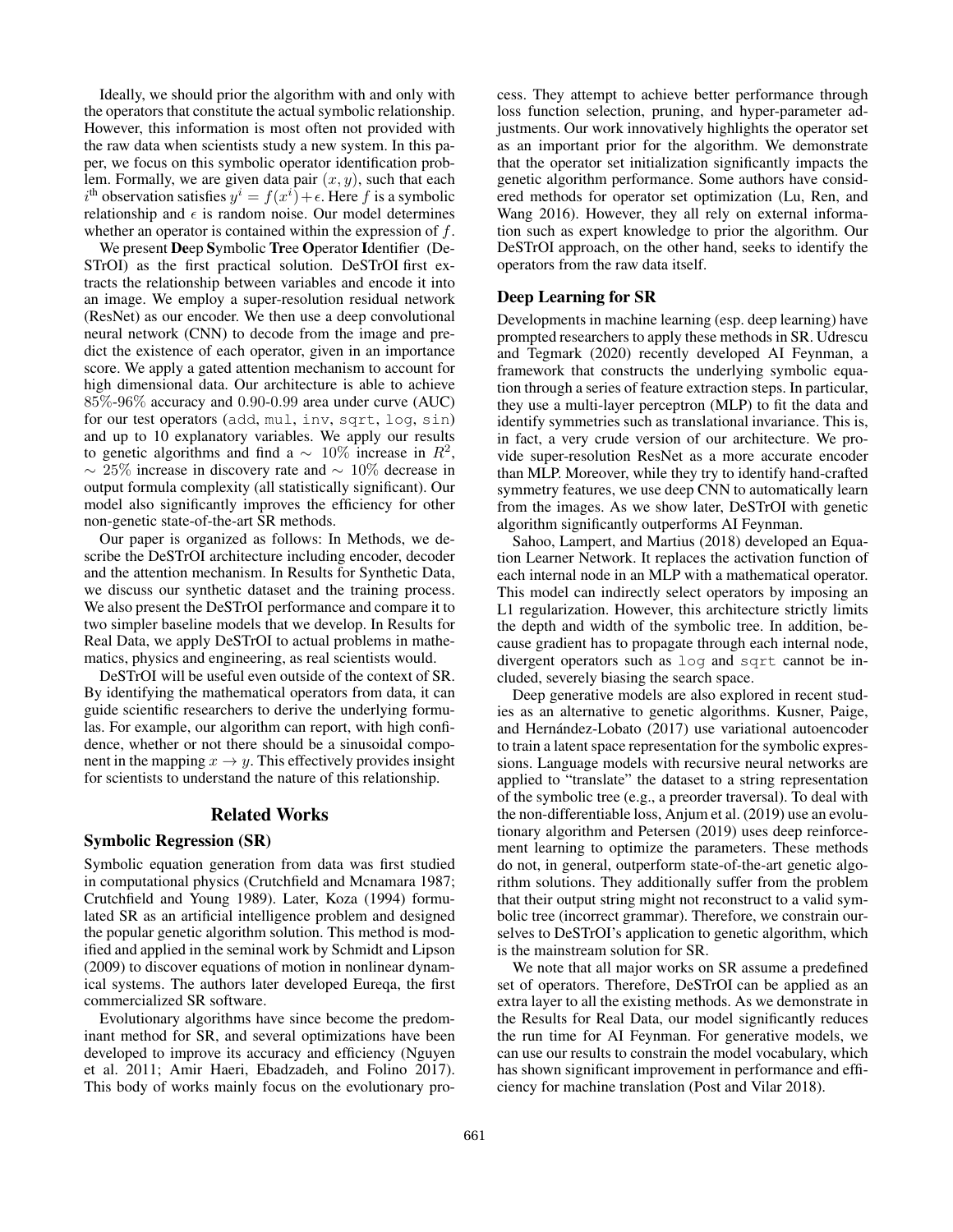Ideally, we should prior the algorithm with and only with the operators that constitute the actual symbolic relationship. However, this information is most often not provided with the raw data when scientists study a new system. In this paper, we focus on this symbolic operator identification problem. Formally, we are given data pair $(x, y)$, such that each $i^{\text{th}}$ observation satisfies $y^i = f(x^i) + \epsilon$. Here $f$ is a symbolic relationship and $\epsilon$ is random noise. Our model determines whether an operator is contained within the expression of $f$.

We present **De**ep **S**ymbolic **Tr**ee **O**perator **I**dentifier (DeSTrOI) as the first practical solution. DeSTrOI first extracts the relationship between variables and encode it into an image. We employ a super-resolution residual network (ResNet) as our encoder. We then use a deep convolutional neural network (CNN) to decode from the image and predict the existence of each operator, given in an importance score. We apply a gated attention mechanism to account for high dimensional data. Our architecture is able to achieve $85\%$-$96\%$ accuracy and $0.90$-$0.99$ area under curve (AUC) for our test operators (`add`, `mul`, `inv`, `sqrt`, `log`, `sin`) and up to 10 explanatory variables. We apply our results to genetic algorithms and find a $\sim\ 10\%$ increase in $R^2$, $\sim\ 25\%$ increase in discovery rate and $\sim\ 10\%$ decrease in output formula complexity (all statistically significant). Our model also significantly improves the efficiency for other non-genetic state-of-the-art SR methods.

Our paper is organized as follows: In Methods, we describe the DeSTrOI architecture including encoder, decoder and the attention mechanism. In Results for Synthetic Data, we discuss our synthetic dataset and the training process. We also present the DeSTrOI performance and compare it to two simpler baseline models that we develop. In Results for Real Data, we apply DeSTrOI to actual problems in mathematics, physics and engineering, as real scientists would.

DeSTrOI will be useful even outside of the context of SR. By identifying the mathematical operators from data, it can guide scientific researchers to derive the underlying formulas. For example, our algorithm can report, with high confidence, whether or not there should be a sinusoidal component in the mapping $x \rightarrow y$. This effectively provides insight for scientists to understand the nature of this relationship.

## Related Works

### Symbolic Regression (SR)

Symbolic equation generation from data was first studied in computational physics (Crutchfield and Mcnamara 1987; Crutchfield and Young 1989). Later, Koza (1994) formulated SR as an artificial intelligence problem and designed the popular genetic algorithm solution. This method is modified and applied in the seminal work by Schmidt and Lipson (2009) to discover equations of motion in nonlinear dynamical systems. The authors later developed Eureqa, the first commercialized SR software.

Evolutionary algorithms have since become the predominant method for SR, and several optimizations have been developed to improve its accuracy and efficiency (Nguyen et al. 2011; Amir Haeri, Ebadzadeh, and Folino 2017). This body of works mainly focus on the evolutionary process. They attempt to achieve better performance through loss function selection, pruning, and hyper-parameter adjustments. Our work innovatively highlights the operator set as an important prior for the algorithm. We demonstrate that the operator set initialization significantly impacts the genetic algorithm performance. Some authors have considered methods for operator set optimization (Lu, Ren, and Wang 2016). However, they all rely on external information such as expert knowledge to prior the algorithm. Our DeSTrOI approach, on the other hand, seeks to identify the operators from the raw data itself.

### Deep Learning for SR

Developments in machine learning (esp. deep learning) have prompted researchers to apply these methods in SR. Udrescu and Tegmark (2020) recently developed AI Feynman, a framework that constructs the underlying symbolic equation through a series of feature extraction steps. In particular, they use a multi-layer perceptron (MLP) to fit the data and identify symmetries such as translational invariance. This is, in fact, a very crude version of our architecture. We provide super-resolution ResNet as a more accurate encoder than MLP. Moreover, while they try to identify hand-crafted symmetry features, we use deep CNN to automatically learn from the images. As we show later, DeSTrOI with genetic algorithm significantly outperforms AI Feynman.

Sahoo, Lampert, and Martius (2018) developed an Equation Learner Network. It replaces the activation function of each internal node in an MLP with a mathematical operator. This model can indirectly select operators by imposing an L1 regularization. However, this architecture strictly limits the depth and width of the symbolic tree. In addition, because gradient has to propagate through each internal node, divergent operators such as `log` and `sqrt` cannot be included, severely biasing the search space.

Deep generative models are also explored in recent studies as an alternative to genetic algorithms. Kusner, Paige, and Hernández-Lobato (2017) use variational autoencoder to train a latent space representation for the symbolic expressions. Language models with recursive neural networks are applied to "translate" the dataset to a string representation of the symbolic tree (e.g., a preorder traversal). To deal with the non-differentiable loss, Anjum et al. (2019) use an evolutionary algorithm and Petersen (2019) uses deep reinforcement learning to optimize the parameters. These methods do not, in general, outperform state-of-the-art genetic algorithm solutions. They additionally suffer from the problem that their output string might not reconstruct to a valid symbolic tree (incorrect grammar). Therefore, we constrain ourselves to DeSTrOI's application to genetic algorithm, which is the mainstream solution for SR.

We note that all major works on SR assume a predefined set of operators. Therefore, DeSTrOI can be applied as an extra layer to all the existing methods. As we demonstrate in the Results for Real Data, our model significantly reduces the run time for AI Feynman. For generative models, we can use our results to constrain the model vocabulary, which has shown significant improvement in performance and efficiency for machine translation (Post and Vilar 2018).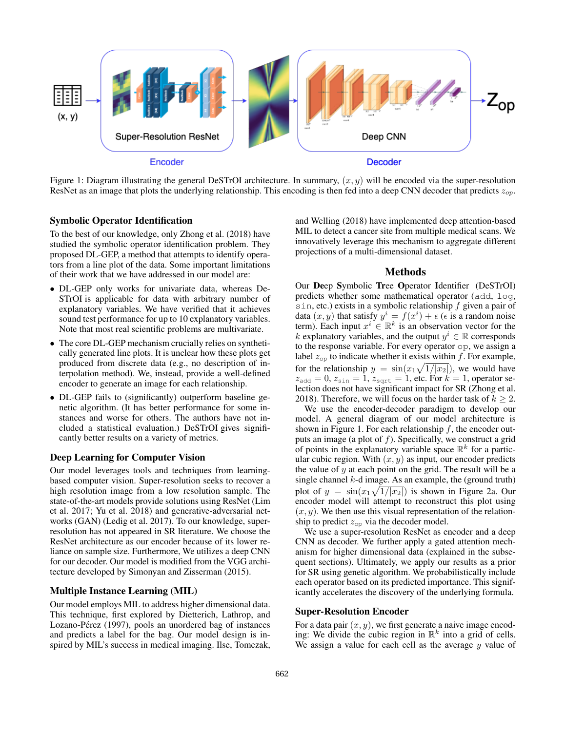Figure 1: Diagram illustrating the general DeSTrOI architecture. In summary, $(x, y)$ will be encoded via the super-resolution ResNet as an image that plots the underlying relationship. This encoding is then fed into a deep CNN decoder that predicts $z_{op}$.

### Symbolic Operator Identification

To the best of our knowledge, only Zhong et al. (2018) have studied the symbolic operator identification problem. They proposed DL-GEP, a method that attempts to identify operators from a line plot of the data. Some important limitations of their work that we have addressed in our model are:

- DL-GEP only works for univariate data, whereas DeSTrOI is applicable for data with arbitrary number of explanatory variables. We have verified that it achieves sound test performance for up to 10 explanatory variables. Note that most real scientific problems are multivariate.
- The core DL-GEP mechanism crucially relies on synthetically generated line plots. It is unclear how these plots get produced from discrete data (e.g., no description of interpolation method). We, instead, provide a well-defined encoder to generate an image for each relationship.
- DL-GEP fails to (significantly) outperform baseline genetic algorithm. (It has better performance for some instances and worse for others. The authors have not included a statistical evaluation.) DeSTrOI gives significantly better results on a variety of metrics.

### Deep Learning for Computer Vision

Our model leverages tools and techniques from learning-based computer vision. Super-resolution seeks to recover a high resolution image from a low resolution sample. The state-of-the-art models provide solutions using ResNet (Lim et al. 2017; Yu et al. 2018) and generative-adversarial networks (GAN) (Ledig et al. 2017). To our knowledge, super-resolution has not appeared in SR literature. We choose the ResNet architecture as our encoder because of its lower reliance on sample size. Furthermore, We utilizes a deep CNN for our decoder. Our model is modified from the VGG architecture developed by Simonyan and Zisserman (2015).

### Multiple Instance Learning (MIL)

Our model employs MIL to address higher dimensional data. This technique, first explored by Dietterich, Lathrop, and Lozano-Pérez (1997), pools an unordered bag of instances and predicts a label for the bag. Our model design is inspired by MIL's success in medical imaging. Ilse, Tomczak, and Welling (2018) have implemented deep attention-based MIL to detect a cancer site from multiple medical scans. We innovatively leverage this mechanism to aggregate different projections of a multi-dimensional dataset.

## Methods

Our **De**ep **S**ymbolic **Tr**ee **O**perator **I**dentifier (DeSTrOI) predicts whether some mathematical operator (`add`, `log`, `sin`, etc.) exists in a symbolic relationship $f$ given a pair of data $(x, y)$ that satisfy $y^i = f(x^i) + \epsilon$ ($\epsilon$ is a random noise term). Each input $x^i \in \mathbb{R}^k$ is an observation vector for the $k$ explanatory variables, and the output $y^i \in \mathbb{R}$ corresponds to the response variable. For every operator `op`, we assign a label $z_{\text{op}}$ to indicate whether it exists within $f$. For example, for the relationship $y = \sin(x_1\sqrt{1/|x_2|})$, we would have $z_{\text{add}} = 0$, $z_{\text{sin}} = 1$, $z_{\text{sqrt}} = 1$, etc. For $k = 1$, operator selection does not have significant impact for SR (Zhong et al. 2018). Therefore, we will focus on the harder task of $k \geq 2$.

We use the encoder-decoder paradigm to develop our model. A general diagram of our model architecture is shown in Figure 1. For each relationship $f$, the encoder outputs an image (a plot of $f$). Specifically, we construct a grid of points in the explanatory variable space $\mathbb{R}^k$ for a particular cubic region. With $(x, y)$ as input, our encoder predicts the value of $y$ at each point on the grid. The result will be a single channel $k$-d image. As an example, the (ground truth) plot of $y = \sin(x_1\sqrt{1/|x_2|})$ is shown in Figure 2a. Our encoder model will attempt to reconstruct this plot using $(x, y)$. We then use this visual representation of the relationship to predict $z_{\text{op}}$ via the decoder model.

We use a super-resolution ResNet as encoder and a deep CNN as decoder. We further apply a gated attention mechanism for higher dimensional data (explained in the subsequent sections). Ultimately, we apply our results as a prior for SR using genetic algorithm. We probabilistically include each operator based on its predicted importance. This significantly accelerates the discovery of the underlying formula.

### Super-Resolution Encoder

For a data pair $(x, y)$, we first generate a naive image encoding: We divide the cubic region in $\mathbb{R}^k$ into a grid of cells. We assign a value for each cell as the average $y$ value of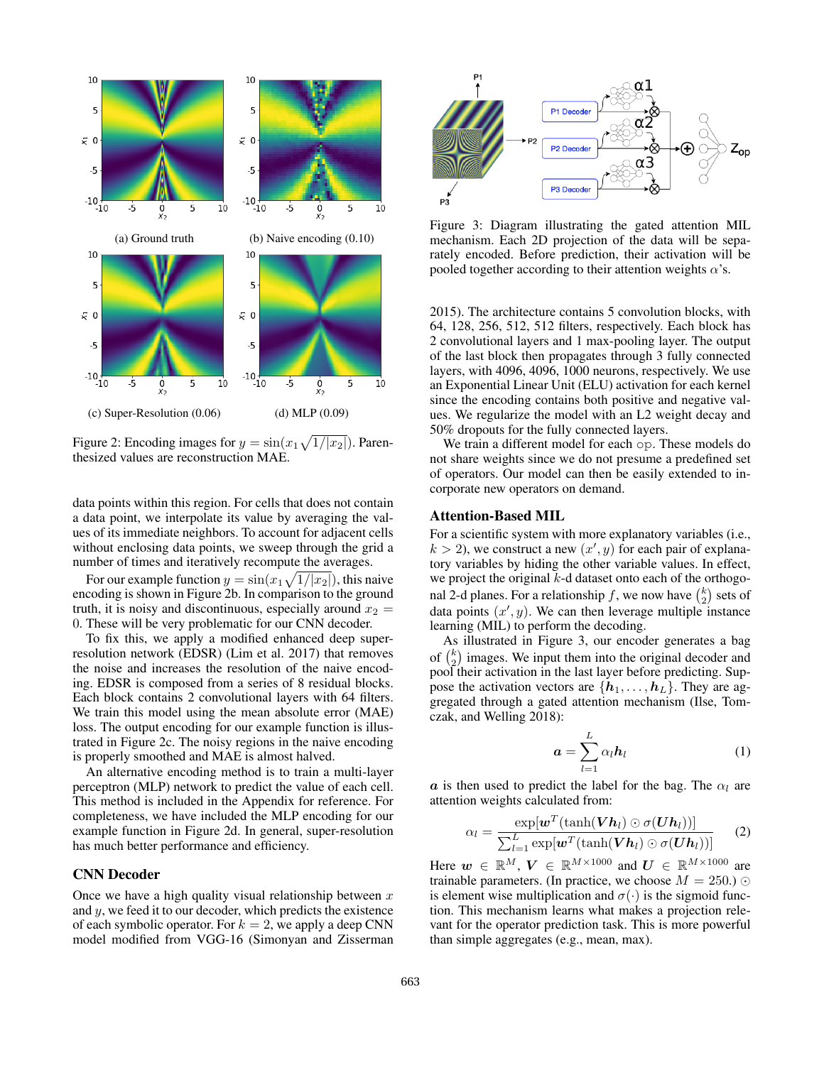(a) Ground truth

(b) Naive encoding (0.10)

(c) Super-Resolution (0.06)

(d) MLP (0.09)

Figure 2: Encoding images for $y = \sin(x_1\sqrt{1/|x_2|})$. Parenthesized values are reconstruction MAE.

data points within this region. For cells that does not contain a data point, we interpolate its value by averaging the values of its immediate neighbors. To account for adjacent cells without enclosing data points, we sweep through the grid a number of times and iteratively recompute the averages.

For our example function $y = \sin(x_1\sqrt{1/|x_2|})$, this naive encoding is shown in Figure 2b. In comparison to the ground truth, it is noisy and discontinuous, especially around $x_2 = 0$. These will be very problematic for our CNN decoder.

To fix this, we apply a modified enhanced deep super-resolution network (EDSR) (Lim et al. 2017) that removes the noise and increases the resolution of the naive encoding. EDSR is composed from a series of 8 residual blocks. Each block contains 2 convolutional layers with 64 filters. We train this model using the mean absolute error (MAE) loss. The output encoding for our example function is illustrated in Figure 2c. The noisy regions in the naive encoding is properly smoothed and MAE is almost halved.

An alternative encoding method is to train a multi-layer perceptron (MLP) network to predict the value of each cell. This method is included in the Appendix for reference. For completeness, we have included the MLP encoding for our example function in Figure 2d. In general, super-resolution has much better performance and efficiency.

## CNN Decoder

Once we have a high quality visual relationship between $x$ and $y$, we feed it to our decoder, which predicts the existence of each symbolic operator. For $k = 2$, we apply a deep CNN model modified from VGG-16 (Simonyan and Zisserman 2015). The architecture contains 5 convolution blocks, with 64, 128, 256, 512, 512 filters, respectively. Each block has 2 convolutional layers and 1 max-pooling layer. The output of the last block then propagates through 3 fully connected layers, with 4096, 4096, 1000 neurons, respectively. We use an Exponential Linear Unit (ELU) activation for each kernel since the encoding contains both positive and negative values. We regularize the model with an L2 weight decay and 50% dropouts for the fully connected layers.

We train a different model for each op. These models do not share weights since we do not presume a predefined set of operators. Our model can then be easily extended to incorporate new operators on demand.

Figure 3: Diagram illustrating the gated attention MIL mechanism. Each 2D projection of the data will be separately encoded. Before prediction, their activation will be pooled together according to their attention weights $\alpha$'s.

## Attention-Based MIL

For a scientific system with more explanatory variables (i.e., $k > 2$), we construct a new $(x', y)$ for each pair of explanatory variables by hiding the other variable values. In effect, we project the original $k$-d dataset onto each of the orthogonal 2-d planes. For a relationship $f$, we now have $\binom{k}{2}$ sets of data points $(x', y)$. We can then leverage multiple instance learning (MIL) to perform the decoding.

As illustrated in Figure 3, our encoder generates a bag of $\binom{k}{2}$ images. We input them into the original decoder and pool their activation in the last layer before predicting. Suppose the activation vectors are $\{\boldsymbol{h}_1, \ldots, \boldsymbol{h}_L\}$. They are aggregated through a gated attention mechanism (Ilse, Tomczak, and Welling 2018):

$$\boldsymbol{a} = \sum_{l=1}^{L} \alpha_l \boldsymbol{h}_l \tag{1}$$

$\boldsymbol{a}$ is then used to predict the label for the bag. The $\alpha_l$ are attention weights calculated from:

$$\alpha_l = \frac{\exp[\boldsymbol{w}^T(\tanh(\boldsymbol{V}\boldsymbol{h}_l) \odot \sigma(\boldsymbol{U}\boldsymbol{h}_l))]}{\sum_{l=1}^{L}\exp[\boldsymbol{w}^T(\tanh(\boldsymbol{V}\boldsymbol{h}_l) \odot \sigma(\boldsymbol{U}\boldsymbol{h}_l))]} \tag{2}$$

Here $\boldsymbol{w} \in \mathbb{R}^M$, $\boldsymbol{V} \in \mathbb{R}^{M\times1000}$ and $\boldsymbol{U} \in \mathbb{R}^{M\times1000}$ are trainable parameters. (In practice, we choose $M = 250$.) $\odot$ is element wise multiplication and $\sigma(\cdot)$ is the sigmoid function. This mechanism learns what makes a projection relevant for the operator prediction task. This is more powerful than simple aggregates (e.g., mean, max).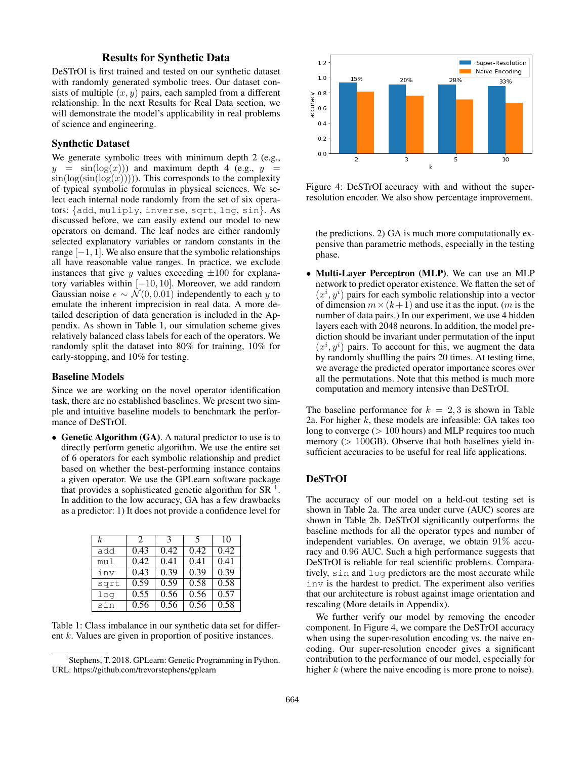## Results for Synthetic Data

DeSTrOI is first trained and tested on our synthetic dataset with randomly generated symbolic trees. Our dataset consists of multiple $(x, y)$ pairs, each sampled from a different relationship. In the next Results for Real Data section, we will demonstrate the model's applicability in real problems of science and engineering.

### Synthetic Dataset

We generate symbolic trees with minimum depth 2 (e.g., $y = \sin(\log(x))$) and maximum depth 4 (e.g., $y = \sin(\log(\sin(\log(x)))))$. This corresponds to the complexity of typical symbolic formulas in physical sciences. We select each internal node randomly from the set of six operators: {`add`, `muliply`, `inverse`, `sqrt`, `log`, `sin`}. As discussed before, we can easily extend our model to new operators on demand. The leaf nodes are either randomly selected explanatory variables or random constants in the range $[-1, 1]$. We also ensure that the symbolic relationships all have reasonable value ranges. In practice, we exclude instances that give $y$ values exceeding $\pm 100$ for explanatory variables within $[-10, 10]$. Moreover, we add random Gaussian noise $\epsilon \sim \mathcal{N}(0, 0.01)$ independently to each $y$ to emulate the inherent imprecision in real data. A more detailed description of data generation is included in the Appendix. As shown in Table 1, our simulation scheme gives relatively balanced class labels for each of the operators. We randomly split the dataset into 80% for training, 10% for early-stopping, and 10% for testing.

### Baseline Models

Since we are working on the novel operator identification task, there are no established baselines. We present two simple and intuitive baseline models to benchmark the performance of DeSTrOI.

- **Genetic Algorithm (GA)**. A natural predictor to use is to directly perform genetic algorithm. We use the entire set of 6 operators for each symbolic relationship and predict based on whether the best-performing instance contains a given operator. We use the GPLearn software package that provides a sophisticated genetic algorithm for SR [1]. In addition to the low accuracy, GA has a few drawbacks as a predictor: 1) It does not provide a confidence level for the predictions. 2) GA is much more computationally expensive than parametric methods, especially in the testing phase.
- **Multi-Layer Perceptron (MLP)**. We can use an MLP network to predict operator existence. We flatten the set of $(x^i, y^i)$ pairs for each symbolic relationship into a vector of dimension $m \times (k+1)$ and use it as the input. ($m$ is the number of data pairs.) In our experiment, we use 4 hidden layers each with 2048 neurons. In addition, the model prediction should be invariant under permutation of the input $(x^i, y^i)$ pairs. To account for this, we augment the data by randomly shuffling the pairs 20 times. At testing time, we average the predicted operator importance scores over all the permutations. Note that this method is much more computation and memory intensive than DeSTrOI.

| $k$ | 2 | 3 | 5 | 10 |
|---|---|---|---|---|
| `add` | 0.43 | 0.42 | 0.42 | 0.42 |
| `mul` | 0.42 | 0.41 | 0.41 | 0.41 |
| `inv` | 0.43 | 0.39 | 0.39 | 0.39 |
| `sqrt` | 0.59 | 0.59 | 0.58 | 0.58 |
| `log` | 0.55 | 0.56 | 0.56 | 0.57 |
| `sin` | 0.56 | 0.56 | 0.56 | 0.58 |

Table 1: Class imbalance in our synthetic data set for different $k$. Values are given in proportion of positive instances.

[1] Stephens, T. 2018. GPLearn: Genetic Programming in Python. URL: https://github.com/trevorstephens/gplearn

Figure 4: DeSTrOI accuracy with and without the super-resolution encoder. We also show percentage improvement.

The baseline performance for $k = 2, 3$ is shown in Table 2a. For higher $k$, these models are infeasible: GA takes too long to converge ($> 100$ hours) and MLP requires too much memory ($> 100$GB). Observe that both baselines yield insufficient accuracies to be useful for real life applications.

### DeSTrOI

The accuracy of our model on a held-out testing set is shown in Table 2a. The area under curve (AUC) scores are shown in Table 2b. DeSTrOI significantly outperforms the baseline methods for all the operator types and number of independent variables. On average, we obtain 91% accuracy and 0.96 AUC. Such a high performance suggests that DeSTrOI is reliable for real scientific problems. Comparatively, `sin` and `log` predictors are the most accurate while `inv` is the hardest to predict. The experiment also verifies that our architecture is robust against image orientation and rescaling (More details in Appendix).

We further verify our model by removing the encoder component. In Figure 4, we compare the DeSTrOI accuracy when using the super-resolution encoding vs. the naive encoding. Our super-resolution encoder gives a significant contribution to the performance of our model, especially for higher $k$ (where the naive encoding is more prone to noise).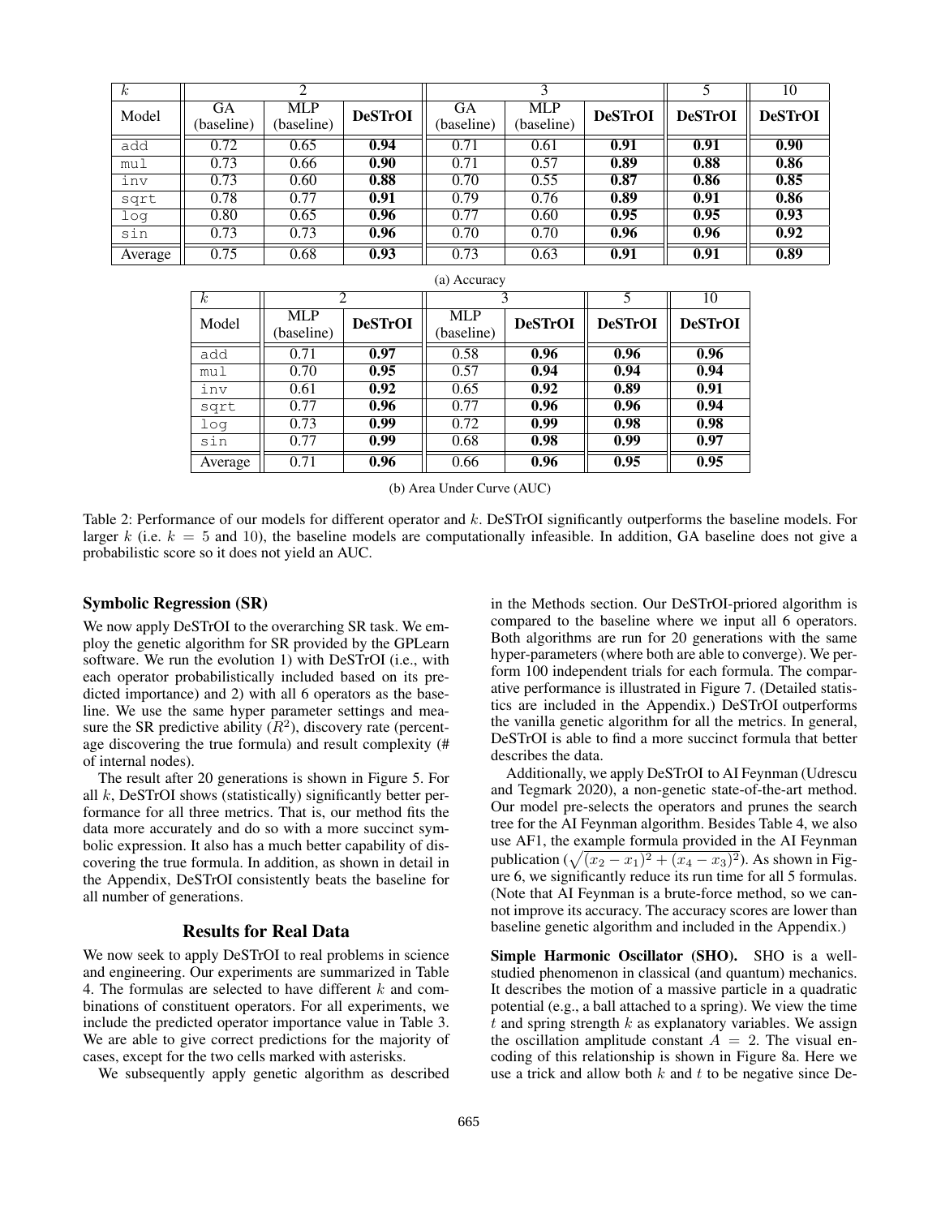| $k$ | 2 | | | 3 | | | 5 | 10 |
|---|---|---|---|---|---|---|---|---|
| Model | GA (baseline) | MLP (baseline) | **DeSTrOI** | GA (baseline) | MLP (baseline) | **DeSTrOI** | **DeSTrOI** | **DeSTrOI** |
| `add` | 0.72 | 0.65 | **0.94** | 0.71 | 0.61 | **0.91** | **0.91** | **0.90** |
| `mul` | 0.73 | 0.66 | **0.90** | 0.71 | 0.57 | **0.89** | **0.88** | **0.86** |
| `inv` | 0.73 | 0.60 | **0.88** | 0.70 | 0.55 | **0.87** | **0.86** | **0.85** |
| `sqrt` | 0.78 | 0.77 | **0.91** | 0.79 | 0.76 | **0.89** | **0.91** | **0.86** |
| `log` | 0.80 | 0.65 | **0.96** | 0.77 | 0.60 | **0.95** | **0.95** | **0.93** |
| `sin` | 0.73 | 0.73 | **0.96** | 0.70 | 0.70 | **0.96** | **0.96** | **0.92** |
| Average | 0.75 | 0.68 | **0.93** | 0.73 | 0.63 | **0.91** | **0.91** | **0.89** |

(a) Accuracy

| $k$ | 2 | | 3 | | 5 | 10 |
|---|---|---|---|---|---|---|
| Model | MLP (baseline) | **DeSTrOI** | MLP (baseline) | **DeSTrOI** | **DeSTrOI** | **DeSTrOI** |
| `add` | 0.71 | **0.97** | 0.58 | **0.96** | **0.96** | **0.96** |
| `mul` | 0.70 | **0.95** | 0.57 | **0.94** | **0.94** | **0.94** |
| `inv` | 0.61 | **0.92** | 0.65 | **0.92** | **0.89** | **0.91** |
| `sqrt` | 0.77 | **0.96** | 0.77 | **0.96** | **0.96** | **0.94** |
| `log` | 0.73 | **0.99** | 0.72 | **0.99** | **0.98** | **0.98** |
| `sin` | 0.77 | **0.99** | 0.68 | **0.98** | **0.99** | **0.97** |
| Average | 0.71 | **0.96** | 0.66 | **0.96** | **0.95** | **0.95** |

(b) Area Under Curve (AUC)

Table 2: Performance of our models for different operator and $k$. DeSTrOI significantly outperforms the baseline models. For larger $k$ (i.e. $k = 5$ and 10), the baseline models are computationally infeasible. In addition, GA baseline does not give a probabilistic score so it does not yield an AUC.

### Symbolic Regression (SR)

We now apply DeSTrOI to the overarching SR task. We employ the genetic algorithm for SR provided by the GPLearn software. We run the evolution 1) with DeSTrOI (i.e., with each operator probabilistically included based on its predicted importance) and 2) with all 6 operators as the baseline. We use the same hyper parameter settings and measure the SR predictive ability ($R^2$), discovery rate (percentage discovering the true formula) and result complexity (# of internal nodes).

The result after 20 generations is shown in Figure 5. For all $k$, DeSTrOI shows (statistically) significantly better performance for all three metrics. That is, our method fits the data more accurately and do so with a more succinct symbolic expression. It also has a much better capability of discovering the true formula. In addition, as shown in detail in the Appendix, DeSTrOI consistently beats the baseline for all number of generations.

## Results for Real Data

We now seek to apply DeSTrOI to real problems in science and engineering. Our experiments are summarized in Table 4. The formulas are selected to have different $k$ and combinations of constituent operators. For all experiments, we include the predicted operator importance value in Table 3. We are able to give correct predictions for the majority of cases, except for the two cells marked with asterisks.

We subsequently apply genetic algorithm as described in the Methods section. Our DeSTrOI-priored algorithm is compared to the baseline where we input all 6 operators. Both algorithms are run for 20 generations with the same hyper-parameters (where both are able to converge). We perform 100 independent trials for each formula. The comparative performance is illustrated in Figure 7. (Detailed statistics are included in the Appendix.) DeSTrOI outperforms the vanilla genetic algorithm for all the metrics. In general, DeSTrOI is able to find a more succinct formula that better describes the data.

Additionally, we apply DeSTrOI to AI Feynman (Udrescu and Tegmark 2020), a non-genetic state-of-the-art method. Our model pre-selects the operators and prunes the search tree for the AI Feynman algorithm. Besides Table 4, we also use AF1, the example formula provided in the AI Feynman publication ($\sqrt{(x_2 - x_1)^2 + (x_4 - x_3)^2}$). As shown in Figure 6, we significantly reduce its run time for all 5 formulas. (Note that AI Feynman is a brute-force method, so we cannot improve its accuracy. The accuracy scores are lower than baseline genetic algorithm and included in the Appendix.)

**Simple Harmonic Oscillator (SHO).** SHO is a well-studied phenomenon in classical (and quantum) mechanics. It describes the motion of a massive particle in a quadratic potential (e.g., a ball attached to a spring). We view the time $t$ and spring strength $k$ as explanatory variables. We assign the oscillation amplitude constant $A = 2$. The visual encoding of this relationship is shown in Figure 8a. Here we use a trick and allow both $k$ and $t$ to be negative since De-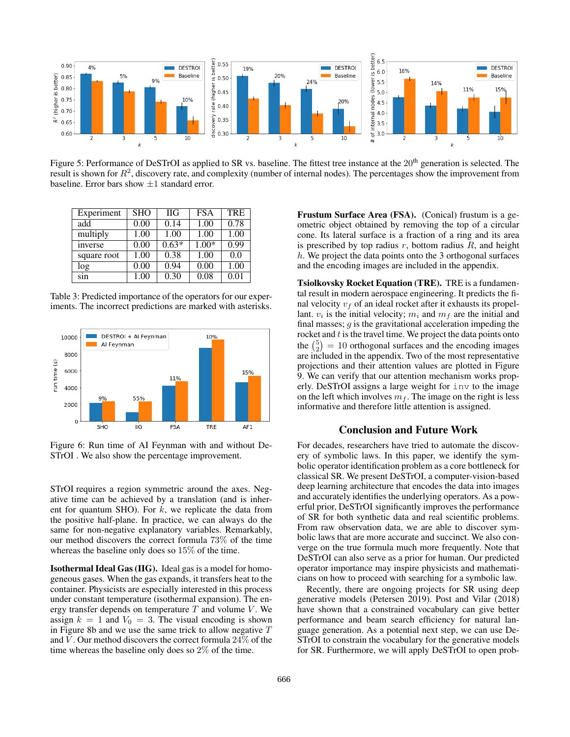Figure 5: Performance of DeSTrOI as applied to SR vs. baseline. The fittest tree instance at the 20th generation is selected. The result is shown for $R^2$, discovery rate, and complexity (number of internal nodes). The percentages show the improvement from baseline. Error bars show $\pm 1$ standard error.

| Experiment | SHO | IIG | FSA | TRE |
|---|---|---|---|---|
| add | 0.00 | 0.14 | 1.00 | 0.78 |
| multiply | 1.00 | 1.00 | 1.00 | 1.00 |
| inverse | 0.00 | 0.63* | 1.00* | 0.99 |
| square root | 1.00 | 0.38 | 1.00 | 0.0 |
| log | 0.00 | 0.94 | 0.00 | 1.00 |
| sin | 1.00 | 0.30 | 0.08 | 0.01 |

Table 3: Predicted importance of the operators for our experiments. The incorrect predictions are marked with asterisks.

Figure 6: Run time of AI Feynman with and without DeSTrOI . We also show the percentage improvement.

STrOI requires a region symmetric around the axes. Negative time can be achieved by a translation (and is inherent for quantum SHO). For $k$, we replicate the data from the positive half-plane. In practice, we can always do the same for non-negative explanatory variables. Remarkably, our method discovers the correct formula 73% of the time whereas the baseline only does so 15% of the time.

**Isothermal Ideal Gas (IIG).** Ideal gas is a model for homogeneous gases. When the gas expands, it transfers heat to the container. Physicists are especially interested in this process under constant temperature (isothermal expansion). The energy transfer depends on temperature $T$ and volume $V$. We assign $k = 1$ and $V_0 = 3$. The visual encoding is shown in Figure 8b and we use the same trick to allow negative $T$ and $V$. Our method discovers the correct formula 24% of the time whereas the baseline only does so 2% of the time.

**Frustum Surface Area (FSA).** (Conical) frustum is a geometric object obtained by removing the top of a circular cone. Its lateral surface is a fraction of a ring and its area is prescribed by top radius $r$, bottom radius $R$, and height $h$. We project the data points onto the 3 orthogonal surfaces and the encoding images are included in the appendix.

**Tsiolkovsky Rocket Equation (TRE).** TRE is a fundamental result in modern aerospace engineering. It predicts the final velocity $v_f$ of an ideal rocket after it exhausts its propellant. $v_i$ is the initial velocity; $m_i$ and $m_f$ are the initial and final masses; $g$ is the gravitational acceleration impeding the rocket and $t$ is the travel time. We project the data points onto the $\binom{5}{2} = 10$ orthogonal surfaces and the encoding images are included in the appendix. Two of the most representative projections and their attention values are plotted in Figure 9. We can verify that our attention mechanism works properly. DeSTrOI assigns a large weight for `inv` to the image on the left which involves $m_f$. The image on the right is less informative and therefore little attention is assigned.

## Conclusion and Future Work

For decades, researchers have tried to automate the discovery of symbolic laws. In this paper, we identify the symbolic operator identification problem as a core bottleneck for classical SR. We present DeSTrOI, a computer-vision-based deep learning architecture that encodes the data into images and accurately identifies the underlying operators. As a powerful prior, DeSTrOI significantly improves the performance of SR for both synthetic data and real scientific problems. From raw observation data, we are able to discover symbolic laws that are more accurate and succinct. We also converge on the true formula much more frequently. Note that DeSTrOI can also serve as a prior for human. Our predicted operator importance may inspire physicists and mathematicians on how to proceed with searching for a symbolic law.

Recently, there are ongoing projects for SR using deep generative models (Petersen 2019). Post and Vilar (2018) have shown that a constrained vocabulary can give better performance and beam search efficiency for natural language generation. As a potential next step, we can use DeSTrOI to constrain the vocabulary for the generative models for SR. Furthermore, we will apply DeSTrOI to open prob-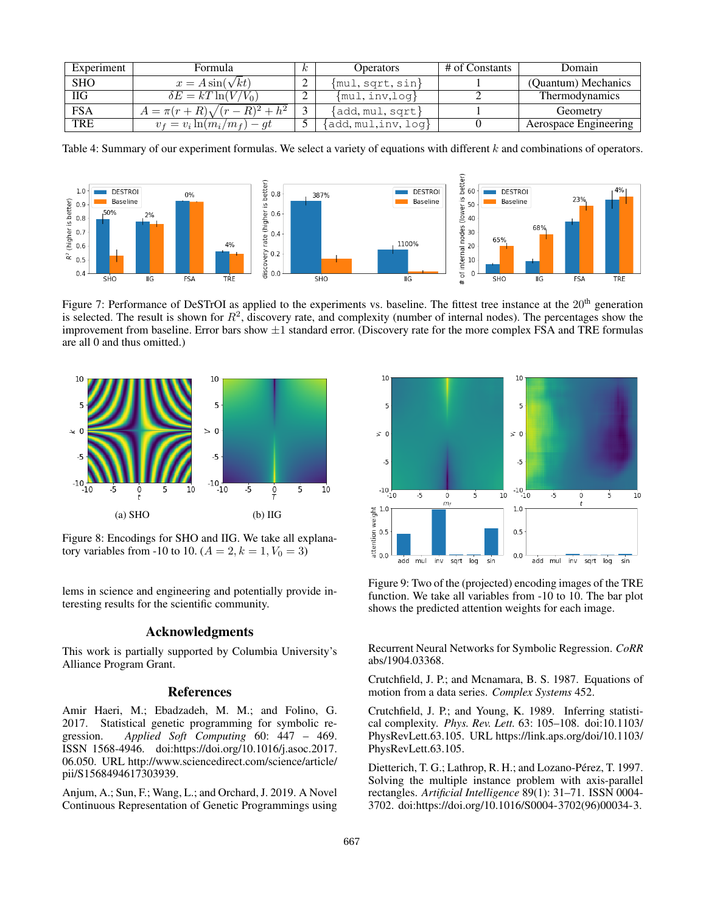| Experiment | Formula | $k$ | Operators | # of Constants | Domain |
|---|---|---|---|---|---|
| SHO | $x = A\sin(\sqrt{k}t)$ | 2 | {mul, sqrt, sin} | 1 | (Quantum) Mechanics |
| IIG | $\delta E = kT\ln(V/V_0)$ | 2 | {mul, inv,log} | 2 | Thermodynamics |
| FSA | $A = \pi(r+R)\sqrt{(r-R)^2+h^2}$ | 3 | {add, mul, sqrt} | 1 | Geometry |
| TRE | $v_f = v_i\ln(m_i/m_f) - gt$ | 5 | {add, mul,inv, log} | 0 | Aerospace Engineering |

Table 4: Summary of our experiment formulas. We select a variety of equations with different $k$ and combinations of operators.

Figure 7: Performance of DeSTrOI as applied to the experiments vs. baseline. The fittest tree instance at the 20[th] generation is selected. The result is shown for $R^2$, discovery rate, and complexity (number of internal nodes). The percentages show the improvement from baseline. Error bars show $\pm 1$ standard error. (Discovery rate for the more complex FSA and TRE formulas are all 0 and thus omitted.)

(a) SHO

(b) IIG

Figure 8: Encodings for SHO and IIG. We take all explanatory variables from -10 to 10. ($A = 2, k = 1, V_0 = 3$)

Figure 9: Two of the (projected) encoding images of the TRE function. We take all variables from -10 to 10. The bar plot shows the predicted attention weights for each image.

lems in science and engineering and potentially provide interesting results for the scientific community.

## Acknowledgments

This work is partially supported by Columbia University's Alliance Program Grant.

## References

Amir Haeri, M.; Ebadzadeh, M. M.; and Folino, G. 2017. Statistical genetic programming for symbolic regression. *Applied Soft Computing* 60: 447 – 469. ISSN 1568-4946. doi:https://doi.org/10.1016/j.asoc.2017.06.050. URL http://www.sciencedirect.com/science/article/pii/S1568494617303939.

Anjum, A.; Sun, F.; Wang, L.; and Orchard, J. 2019. A Novel Continuous Representation of Genetic Programmings using Recurrent Neural Networks for Symbolic Regression. *CoRR* abs/1904.03368.

Crutchfield, J. P.; and Mcnamara, B. S. 1987. Equations of motion from a data series. *Complex Systems* 452.

Crutchfield, J. P.; and Young, K. 1989. Inferring statistical complexity. *Phys. Rev. Lett.* 63: 105–108. doi:10.1103/PhysRevLett.63.105. URL https://link.aps.org/doi/10.1103/PhysRevLett.63.105.

Dietterich, T. G.; Lathrop, R. H.; and Lozano-Pérez, T. 1997. Solving the multiple instance problem with axis-parallel rectangles. *Artificial Intelligence* 89(1): 31–71. ISSN 0004-3702. doi:https://doi.org/10.1016/S0004-3702(96)00034-3.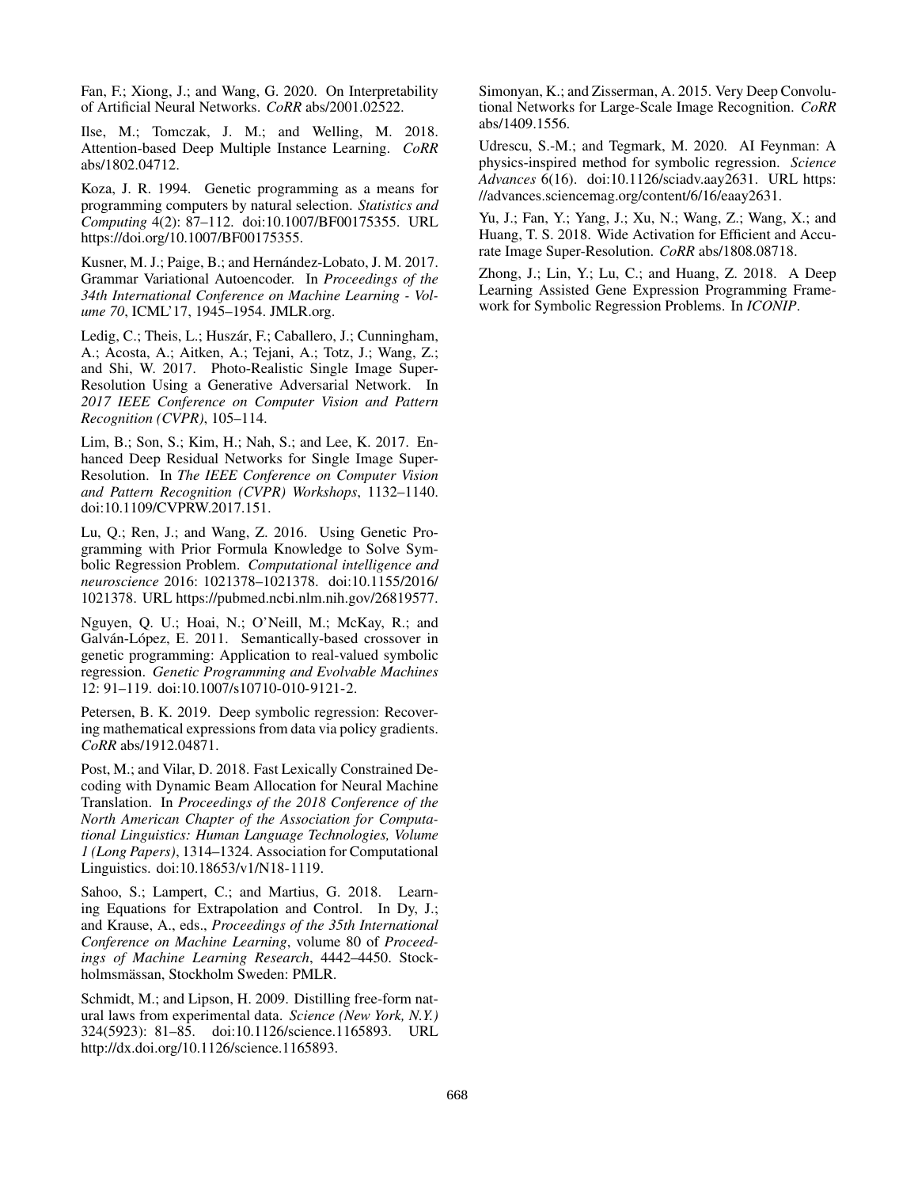Fan, F.; Xiong, J.; and Wang, G. 2020. On Interpretability of Artificial Neural Networks. *CoRR* abs/2001.02522.

Ilse, M.; Tomczak, J. M.; and Welling, M. 2018. Attention-based Deep Multiple Instance Learning. *CoRR* abs/1802.04712.

Koza, J. R. 1994. Genetic programming as a means for programming computers by natural selection. *Statistics and Computing* 4(2): 87–112. doi:10.1007/BF00175355. URL https://doi.org/10.1007/BF00175355.

Kusner, M. J.; Paige, B.; and Hernández-Lobato, J. M. 2017. Grammar Variational Autoencoder. In *Proceedings of the 34th International Conference on Machine Learning - Volume 70*, ICML'17, 1945–1954. JMLR.org.

Ledig, C.; Theis, L.; Huszár, F.; Caballero, J.; Cunningham, A.; Acosta, A.; Aitken, A.; Tejani, A.; Totz, J.; Wang, Z.; and Shi, W. 2017. Photo-Realistic Single Image Super-Resolution Using a Generative Adversarial Network. In *2017 IEEE Conference on Computer Vision and Pattern Recognition (CVPR)*, 105–114.

Lim, B.; Son, S.; Kim, H.; Nah, S.; and Lee, K. 2017. Enhanced Deep Residual Networks for Single Image Super-Resolution. In *The IEEE Conference on Computer Vision and Pattern Recognition (CVPR) Workshops*, 1132–1140. doi:10.1109/CVPRW.2017.151.

Lu, Q.; Ren, J.; and Wang, Z. 2016. Using Genetic Programming with Prior Formula Knowledge to Solve Symbolic Regression Problem. *Computational intelligence and neuroscience* 2016: 1021378–1021378. doi:10.1155/2016/1021378. URL https://pubmed.ncbi.nlm.nih.gov/26819577.

Nguyen, Q. U.; Hoai, N.; O'Neill, M.; McKay, R.; and Galván-López, E. 2011. Semantically-based crossover in genetic programming: Application to real-valued symbolic regression. *Genetic Programming and Evolvable Machines* 12: 91–119. doi:10.1007/s10710-010-9121-2.

Petersen, B. K. 2019. Deep symbolic regression: Recovering mathematical expressions from data via policy gradients. *CoRR* abs/1912.04871.

Post, M.; and Vilar, D. 2018. Fast Lexically Constrained Decoding with Dynamic Beam Allocation for Neural Machine Translation. In *Proceedings of the 2018 Conference of the North American Chapter of the Association for Computational Linguistics: Human Language Technologies, Volume 1 (Long Papers)*, 1314–1324. Association for Computational Linguistics. doi:10.18653/v1/N18-1119.

Sahoo, S.; Lampert, C.; and Martius, G. 2018. Learning Equations for Extrapolation and Control. In Dy, J.; and Krause, A., eds., *Proceedings of the 35th International Conference on Machine Learning*, volume 80 of *Proceedings of Machine Learning Research*, 4442–4450. Stockholmsmässan, Stockholm Sweden: PMLR.

Schmidt, M.; and Lipson, H. 2009. Distilling free-form natural laws from experimental data. *Science (New York, N.Y.)* 324(5923): 81–85. doi:10.1126/science.1165893. URL http://dx.doi.org/10.1126/science.1165893.

Simonyan, K.; and Zisserman, A. 2015. Very Deep Convolutional Networks for Large-Scale Image Recognition. *CoRR* abs/1409.1556.

Udrescu, S.-M.; and Tegmark, M. 2020. AI Feynman: A physics-inspired method for symbolic regression. *Science Advances* 6(16). doi:10.1126/sciadv.aay2631. URL https://advances.sciencemag.org/content/6/16/eaay2631.

Yu, J.; Fan, Y.; Yang, J.; Xu, N.; Wang, Z.; Wang, X.; and Huang, T. S. 2018. Wide Activation for Efficient and Accurate Image Super-Resolution. *CoRR* abs/1808.08718.

Zhong, J.; Lin, Y.; Lu, C.; and Huang, Z. 2018. A Deep Learning Assisted Gene Expression Programming Framework for Symbolic Regression Problems. In *ICONIP*.